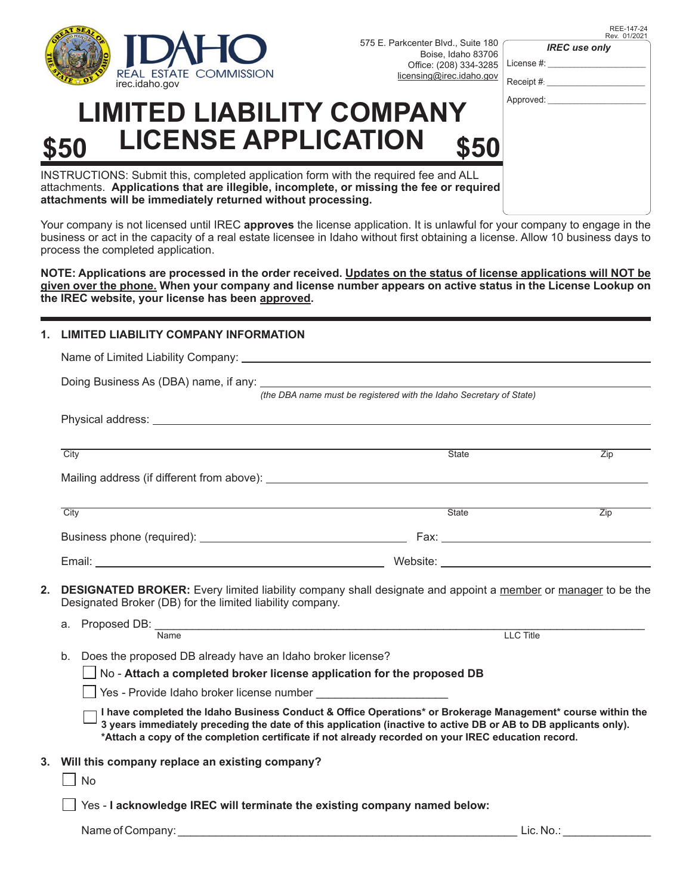IDAHO REAL ESTATE COMMISSION
irec.idaho.gov

575 E. Parkcenter Blvd., Suite 180
Boise, Idaho 83706
Office: (208) 334-3285
licensing@irec.idaho.gov

REE-147-24
Rev. 01/2021

*IREC use only*

License #: ____________________

Receipt #: ____________________

Approved: ____________________

# LIMITED LIABILITY COMPANY LICENSE APPLICATION

**$50** **$50**

INSTRUCTIONS: Submit this, completed application form with the required fee and ALL attachments. **Applications that are illegible, incomplete, or missing the fee or required attachments will be immediately returned without processing.**

Your company is not licensed until IREC **approves** the license application. It is unlawful for your company to engage in the business or act in the capacity of a real estate licensee in Idaho without first obtaining a license. Allow 10 business days to process the completed application.

**NOTE: Applications are processed in the order received. Updates on the status of license applications will NOT be given over the phone. When your company and license number appears on active status in the License Lookup on the IREC website, your license has been approved.**

## 1. LIMITED LIABILITY COMPANY INFORMATION

Name of Limited Liability Company: ____________________

Doing Business As (DBA) name, if any: ____________________
*(the DBA name must be registered with the Idaho Secretary of State)*

Physical address: ____________________

City ____________________ State ________ Zip ________

Mailing address (if different from above): ____________________

City ____________________ State ________ Zip ________

Business phone (required): ____________________ Fax: ____________________

Email: ____________________ Website: ____________________

## 2. DESIGNATED BROKER:

Every limited liability company shall designate and appoint a member or manager to be the Designated Broker (DB) for the limited liability company.

a. Proposed DB: ____________________
Name ____________________ LLC Title ____________________

b. Does the proposed DB already have an Idaho broker license?

☐ No - **Attach a completed broker license application for the proposed DB**

☐ Yes - Provide Idaho broker license number ____________________

☐ **I have completed the Idaho Business Conduct & Office Operations\* or Brokerage Management\* course within the 3 years immediately preceding the date of this application (inactive to active DB or AB to DB applicants only). \*Attach a copy of the completion certificate if not already recorded on your IREC education record.**

## 3. Will this company replace an existing company?

☐ No

☐ Yes - **I acknowledge IREC will terminate the existing company named below:**

Name of Company: ____________________ Lic. No.: ____________________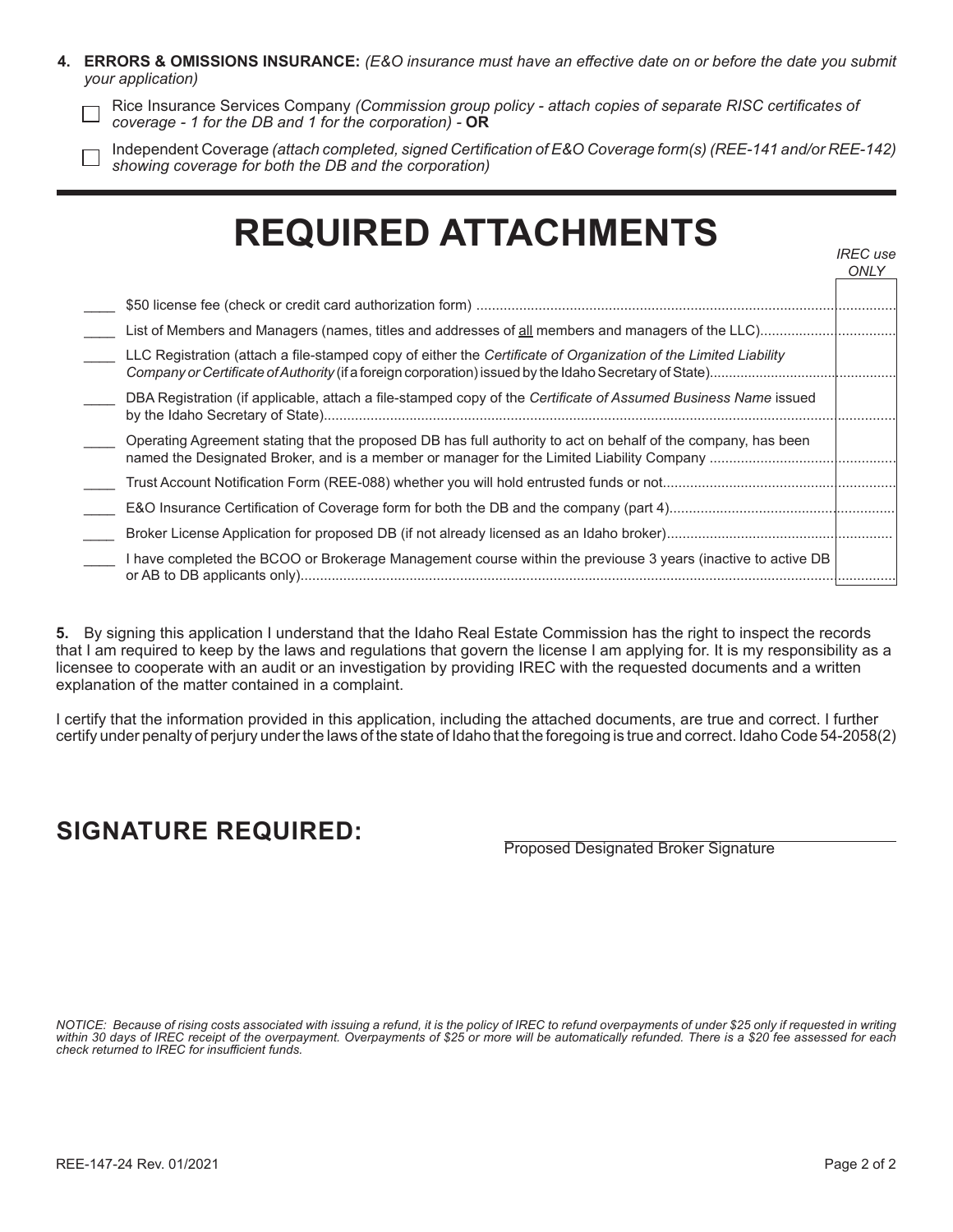**4. ERRORS & OMISSIONS INSURANCE:** *(E&O insurance must have an effective date on or before the date you submit your application)*

☐ Rice Insurance Services Company *(Commission group policy - attach copies of separate RISC certificates of coverage - 1 for the DB and 1 for the corporation)* - **OR**

☐ Independent Coverage *(attach completed, signed Certification of E&O Coverage form(s) (REE-141 and/or REE-142) showing coverage for both the DB and the corporation)*

# REQUIRED ATTACHMENTS

| | | *IREC use ONLY* |
|---|---|---|
| ____ | $50 license fee (check or credit card authorization form) | |
| ____ | List of Members and Managers (names, titles and addresses of all members and managers of the LLC) | |
| ____ | LLC Registration (attach a file-stamped copy of either the *Certificate of Organization of the Limited Liability Company or Certificate of Authority* (if a foreign corporation) issued by the Idaho Secretary of State) | |
| ____ | DBA Registration (if applicable, attach a file-stamped copy of the *Certificate of Assumed Business Name* issued by the Idaho Secretary of State) | |
| ____ | Operating Agreement stating that the proposed DB has full authority to act on behalf of the company, has been named the Designated Broker, and is a member or manager for the Limited Liability Company | |
| ____ | Trust Account Notification Form (REE-088) whether you will hold entrusted funds or not | |
| ____ | E&O Insurance Certification of Coverage form for both the DB and the company (part 4) | |
| ____ | Broker License Application for proposed DB (if not already licensed as an Idaho broker) | |
| ____ | I have completed the BCOO or Brokerage Management course within the previouse 3 years (inactive to active DB or AB to DB applicants only) | |

**5.** By signing this application I understand that the Idaho Real Estate Commission has the right to inspect the records that I am required to keep by the laws and regulations that govern the license I am applying for. It is my responsibility as a licensee to cooperate with an audit or an investigation by providing IREC with the requested documents and a written explanation of the matter contained in a complaint.

I certify that the information provided in this application, including the attached documents, are true and correct. I further certify under penalty of perjury under the laws of the state of Idaho that the foregoing is true and correct. Idaho Code 54-2058(2)

## SIGNATURE REQUIRED:

______________________________
Proposed Designated Broker Signature

*NOTICE: Because of rising costs associated with issuing a refund, it is the policy of IREC to refund overpayments of under $25 only if requested in writing within 30 days of IREC receipt of the overpayment. Overpayments of $25 or more will be automatically refunded. There is a $20 fee assessed for each check returned to IREC for insufficient funds.*

REE-147-24 Rev. 01/2021